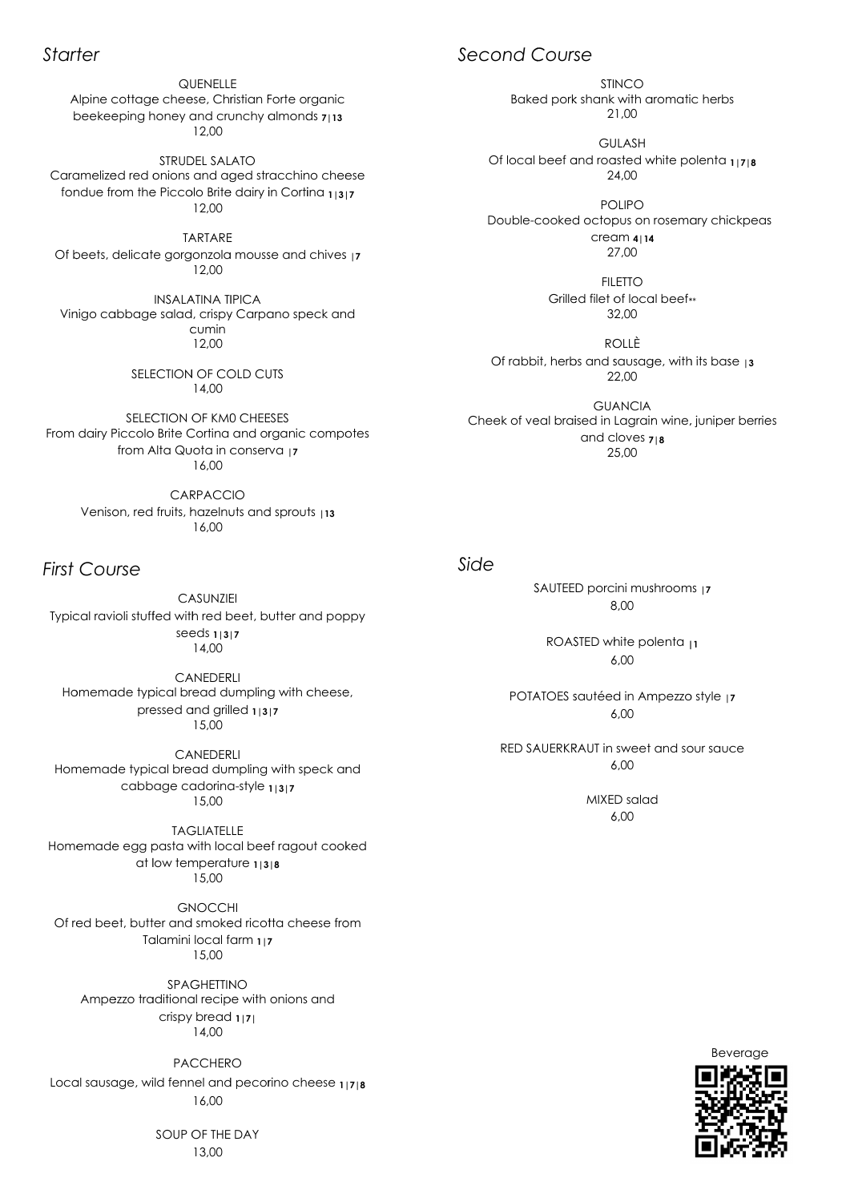## *Starter*

QUENELLE
Alpine cottage cheese, Christian Forte organic beekeeping honey and crunchy almonds **7|13**
12,00

STRUDEL SALATO
Caramelized red onions and aged stracchino cheese fondue from the Piccolo Brite dairy in Cortina **1|3|7**
12,00

TARTARE
Of beets, delicate gorgonzola mousse and chives **|7**
12,00

INSALATINA TIPICA
Vinigo cabbage salad, crispy Carpano speck and cumin
12,00

SELECTION OF COLD CUTS
14,00

SELECTION OF KM0 CHEESES
From dairy Piccolo Brite Cortina and organic compotes from Alta Quota in conserva **|7**
16,00

CARPACCIO
Venison, red fruits, hazelnuts and sprouts **|13**
16,00

## *First Course*

CASUNZIEI
Typical ravioli stuffed with red beet, butter and poppy seeds **1|3|7**
14,00

CANEDERLI
Homemade typical bread dumpling with cheese, pressed and grilled **1|3|7**
15,00

CANEDERLI
Homemade typical bread dumpling with speck and cabbage cadorina-style **1|3|7**
15,00

TAGLIATELLE
Homemade egg pasta with local beef ragout cooked at low temperature **1|3|8**
15,00

GNOCCHI
Of red beet, butter and smoked ricotta cheese from Talamini local farm **1|7**
15,00

SPAGHETTINO
Ampezzo traditional recipe with onions and crispy bread **1|7|**
14,00

PACCHERO
Local sausage, wild fennel and pecorino cheese **1|7|8**
16,00

SOUP OF THE DAY
13,00

## *Second Course*

STINCO
Baked pork shank with aromatic herbs
21,00

GULASH
Of local beef and roasted white polenta **1|7|8**
24,00

POLIPO
Double-cooked octopus on rosemary chickpeas cream **4|14**
27,00

FILETTO
Grilled filet of local beef**
32,00

ROLLÈ
Of rabbit, herbs and sausage, with its base **|3**
22,00

GUANCIA
Cheek of veal braised in Lagrain wine, juniper berries and cloves **7|8**
25,00

## *Side*

SAUTEED porcini mushrooms **|7**
8,00

ROASTED white polenta **|1**
6,00

POTATOES sautéed in Ampezzo style **|7**
6,00

RED SAUERKRAUT in sweet and sour sauce
6,00

MIXED salad
6,00

Beverage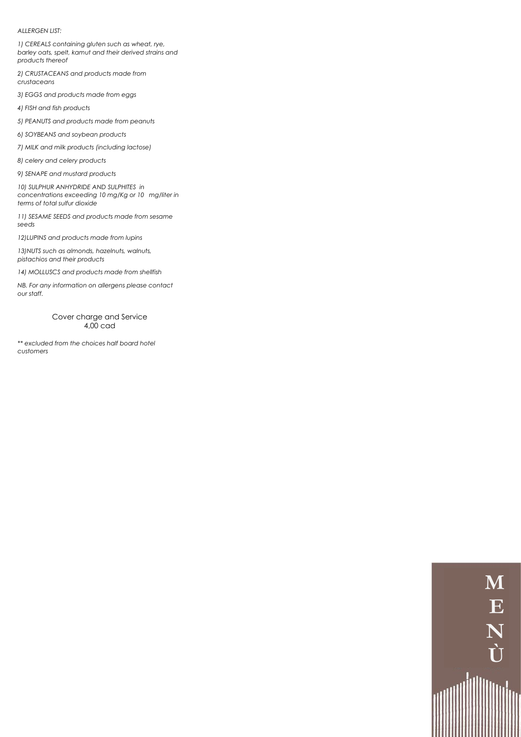*ALLERGEN LIST:*

*1) CEREALS containing gluten such as wheat, rye, barley oats, spelt, kamut and their derived strains and products thereof*

*2) CRUSTACEANS and products made from crustaceans*

*3) EGGS and products made from eggs*

*4) FISH and fish products*

*5) PEANUTS and products made from peanuts*

*6) SOYBEANS and soybean products*

*7) MILK and milk products (including lactose)*

*8) celery and celery products*

*9) SENAPE and mustard products*

*10) SULPHUR ANHYDRIDE AND SULPHITES in concentrations exceeding 10 mg/Kg or 10 mg/liter in terms of total sulfur dioxide*

*11) SESAME SEEDS and products made from sesame seeds*

*12)LUPINS and products made from lupins*

*13)NUTS such as almonds, hazelnuts, walnuts, pistachios and their products*

*14) MOLLUSCS and products made from shellfish*

*NB. For any information on allergens please contact our staff.*

Cover charge and Service
4,00 cad

*** excluded from the choices half board hotel customers*

MENÙ